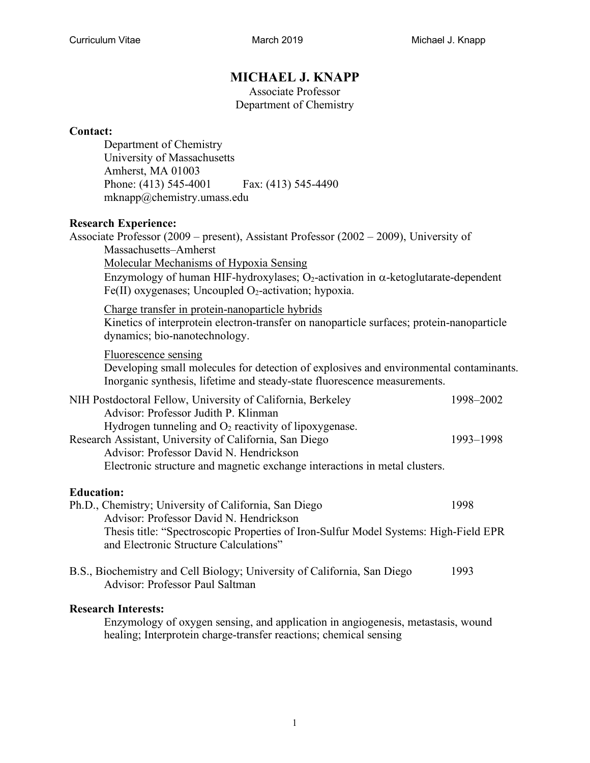# MICHAEL J. KNAPP

Associate Professor
Department of Chemistry

**Contact:**

Department of Chemistry
University of Massachusetts
Amherst, MA 01003
Phone: (413) 545-4001 Fax: (413) 545-4490
mknapp@chemistry.umass.edu

**Research Experience:**

Associate Professor (2009 – present), Assistant Professor (2002 – 2009), University of Massachusetts–Amherst

<u>Molecular Mechanisms of Hypoxia Sensing</u>
Enzymology of human HIF-hydroxylases; $O_2$-activation in $\alpha$-ketoglutarate-dependent Fe(II) oxygenases; Uncoupled $O_2$-activation; hypoxia.

<u>Charge transfer in protein-nanoparticle hybrids</u>
Kinetics of interprotein electron-transfer on nanoparticle surfaces; protein-nanoparticle dynamics; bio-nanotechnology.

<u>Fluorescence sensing</u>
Developing small molecules for detection of explosives and environmental contaminants. Inorganic synthesis, lifetime and steady-state fluorescence measurements.

NIH Postdoctoral Fellow, University of California, Berkeley — 1998–2002
Advisor: Professor Judith P. Klinman
Hydrogen tunneling and $O_2$ reactivity of lipoxygenase.

Research Assistant, University of California, San Diego — 1993–1998
Advisor: Professor David N. Hendrickson
Electronic structure and magnetic exchange interactions in metal clusters.

**Education:**

Ph.D., Chemistry; University of California, San Diego — 1998
Advisor: Professor David N. Hendrickson
Thesis title: "Spectroscopic Properties of Iron-Sulfur Model Systems: High-Field EPR and Electronic Structure Calculations"

B.S., Biochemistry and Cell Biology; University of California, San Diego — 1993
Advisor: Professor Paul Saltman

**Research Interests:**

Enzymology of oxygen sensing, and application in angiogenesis, metastasis, wound healing; Interprotein charge-transfer reactions; chemical sensing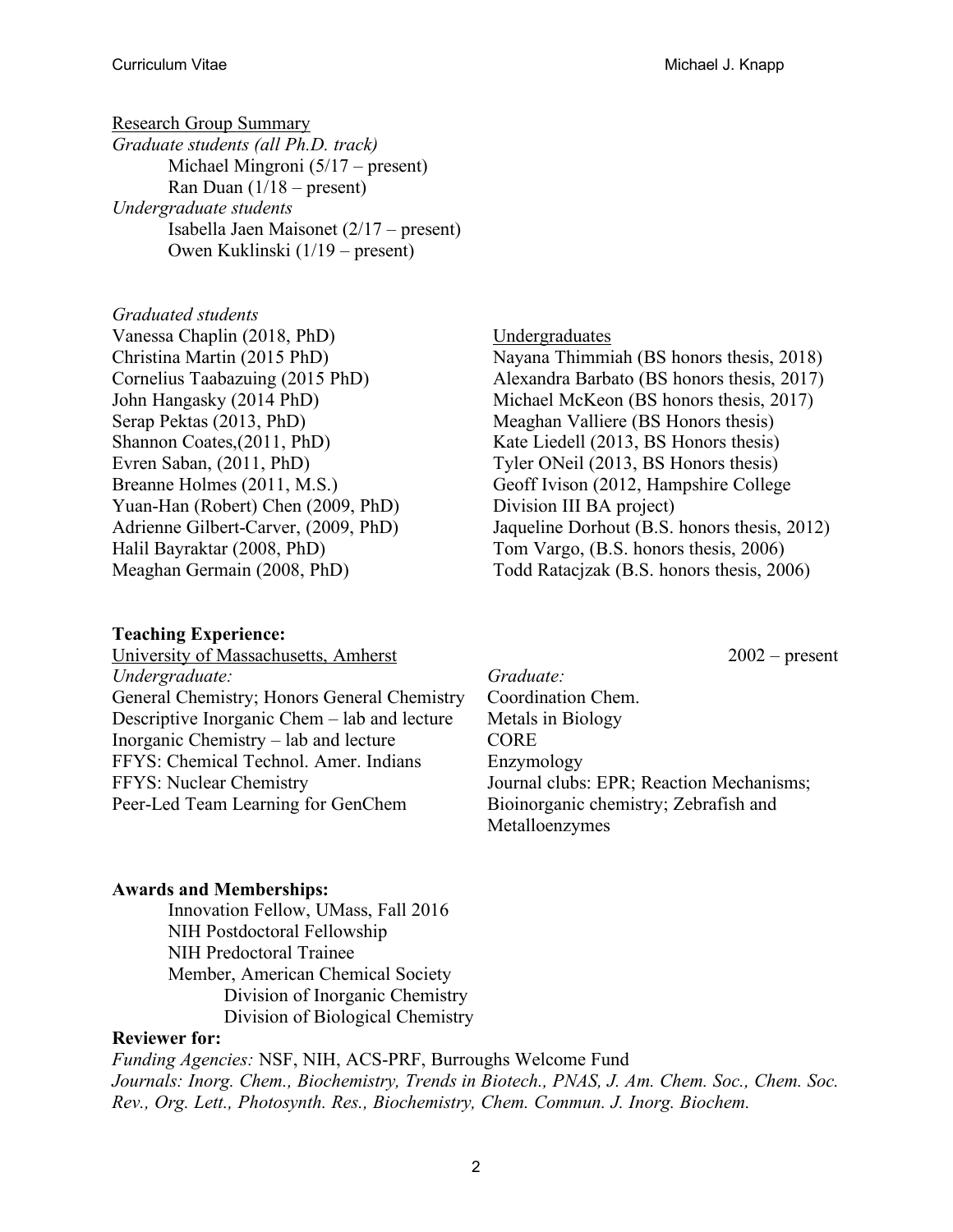Research Group Summary

*Graduate students (all Ph.D. track)*

- Michael Mingroni (5/17 – present)
- Ran Duan (1/18 – present)

*Undergraduate students*

- Isabella Jaen Maisonet (2/17 – present)
- Owen Kuklinski (1/19 – present)

*Graduated students*

Vanessa Chaplin (2018, PhD)
Christina Martin (2015 PhD)
Cornelius Taabazuing (2015 PhD)
John Hangasky (2014 PhD)
Serap Pektas (2013, PhD)
Shannon Coates,(2011, PhD)
Evren Saban, (2011, PhD)
Breanne Holmes (2011, M.S.)
Yuan-Han (Robert) Chen (2009, PhD)
Adrienne Gilbert-Carver, (2009, PhD)
Halil Bayraktar (2008, PhD)
Meaghan Germain (2008, PhD)

Undergraduates

Nayana Thimmiah (BS honors thesis, 2018)
Alexandra Barbato (BS honors thesis, 2017)
Michael McKeon (BS honors thesis, 2017)
Meaghan Valliere (BS Honors thesis)
Kate Liedell (2013, BS Honors thesis)
Tyler ONeil (2013, BS Honors thesis)
Geoff Ivison (2012, Hampshire College Division III BA project)
Jaqueline Dorhout (B.S. honors thesis, 2012)
Tom Vargo, (B.S. honors thesis, 2006)
Todd Ratacjzak (B.S. honors thesis, 2006)

**Teaching Experience:**

University of Massachusetts, Amherst — 2002 – present

*Undergraduate:*

General Chemistry; Honors General Chemistry
Descriptive Inorganic Chem – lab and lecture
Inorganic Chemistry – lab and lecture
FFYS: Chemical Technol. Amer. Indians
FFYS: Nuclear Chemistry
Peer-Led Team Learning for GenChem

*Graduate:*

Coordination Chem.
Metals in Biology
CORE
Enzymology
Journal clubs: EPR; Reaction Mechanisms; Bioinorganic chemistry; Zebrafish and Metalloenzymes

**Awards and Memberships:**

Innovation Fellow, UMass, Fall 2016
NIH Postdoctoral Fellowship
NIH Predoctoral Trainee
Member, American Chemical Society
- Division of Inorganic Chemistry
- Division of Biological Chemistry

**Reviewer for:**

*Funding Agencies:* NSF, NIH, ACS-PRF, Burroughs Welcome Fund
*Journals: Inorg. Chem., Biochemistry, Trends in Biotech., PNAS, J. Am. Chem. Soc., Chem. Soc. Rev., Org. Lett., Photosynth. Res., Biochemistry, Chem. Commun. J. Inorg. Biochem.*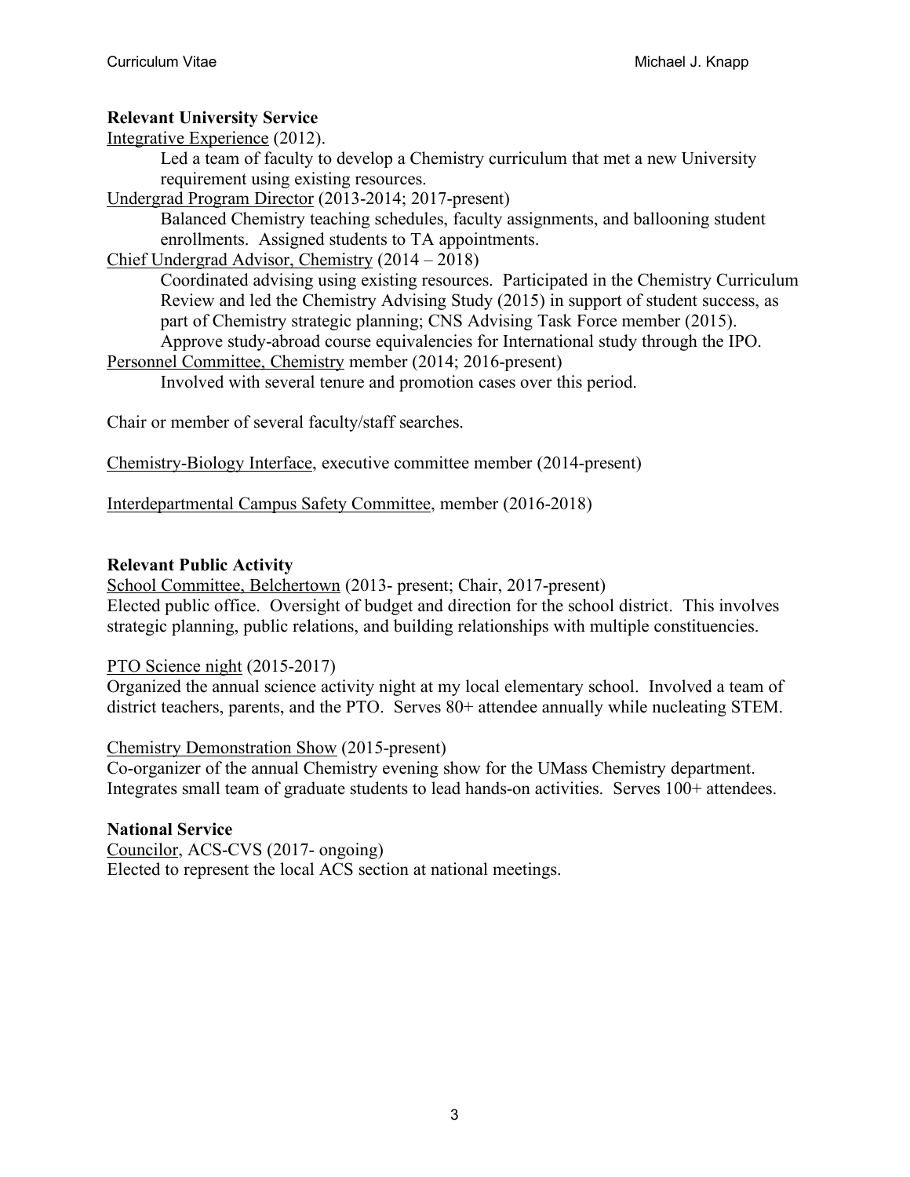**Relevant University Service**

Integrative Experience (2012).

Led a team of faculty to develop a Chemistry curriculum that met a new University requirement using existing resources.

Undergrad Program Director (2013-2014; 2017-present)

Balanced Chemistry teaching schedules, faculty assignments, and ballooning student enrollments. Assigned students to TA appointments.

Chief Undergrad Advisor, Chemistry (2014 – 2018)

Coordinated advising using existing resources. Participated in the Chemistry Curriculum Review and led the Chemistry Advising Study (2015) in support of student success, as part of Chemistry strategic planning; CNS Advising Task Force member (2015). Approve study-abroad course equivalencies for International study through the IPO.

Personnel Committee, Chemistry member (2014; 2016-present)

Involved with several tenure and promotion cases over this period.

Chair or member of several faculty/staff searches.

Chemistry-Biology Interface, executive committee member (2014-present)

Interdepartmental Campus Safety Committee, member (2016-2018)

**Relevant Public Activity**

School Committee, Belchertown (2013- present; Chair, 2017-present)
Elected public office. Oversight of budget and direction for the school district. This involves strategic planning, public relations, and building relationships with multiple constituencies.

PTO Science night (2015-2017)
Organized the annual science activity night at my local elementary school. Involved a team of district teachers, parents, and the PTO. Serves 80+ attendee annually while nucleating STEM.

Chemistry Demonstration Show (2015-present)
Co-organizer of the annual Chemistry evening show for the UMass Chemistry department. Integrates small team of graduate students to lead hands-on activities. Serves 100+ attendees.

**National Service**

Councilor, ACS-CVS (2017- ongoing)
Elected to represent the local ACS section at national meetings.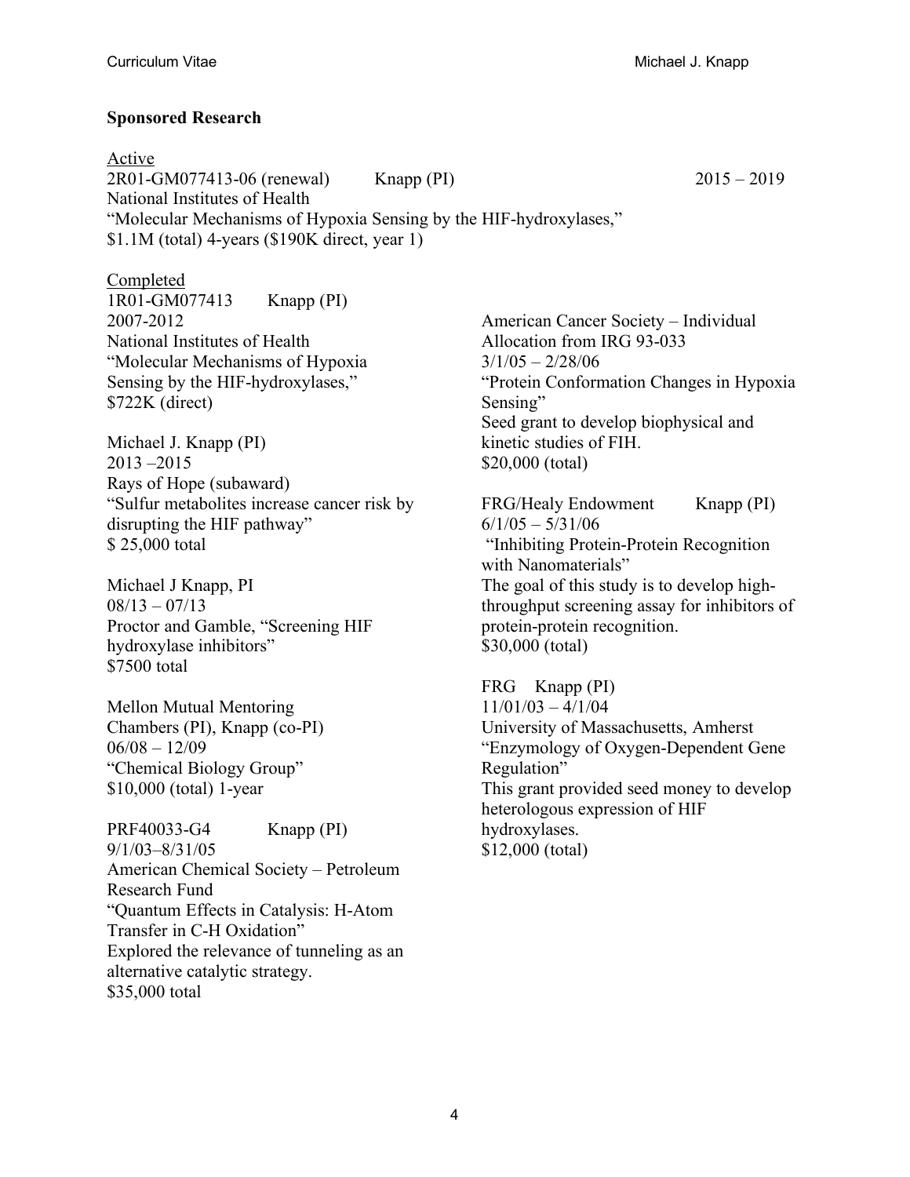## Sponsored Research

Active

2R01-GM077413-06 (renewal) Knapp (PI) 2015 – 2019
National Institutes of Health
"Molecular Mechanisms of Hypoxia Sensing by the HIF-hydroxylases,"
$1.1M (total) 4-years ($190K direct, year 1)

Completed

1R01-GM077413 Knapp (PI)
2007-2012
National Institutes of Health
"Molecular Mechanisms of Hypoxia Sensing by the HIF-hydroxylases,"
$722K (direct)

Michael J. Knapp (PI)
2013 –2015
Rays of Hope (subaward)
"Sulfur metabolites increase cancer risk by disrupting the HIF pathway"
$ 25,000 total

Michael J Knapp, PI
08/13 – 07/13
Proctor and Gamble, "Screening HIF hydroxylase inhibitors"
$7500 total

Mellon Mutual Mentoring
Chambers (PI), Knapp (co-PI)
06/08 – 12/09
"Chemical Biology Group"
$10,000 (total) 1-year

PRF40033-G4 Knapp (PI)
9/1/03–8/31/05
American Chemical Society – Petroleum Research Fund
"Quantum Effects in Catalysis: H-Atom Transfer in C-H Oxidation"
Explored the relevance of tunneling as an alternative catalytic strategy.
$35,000 total

American Cancer Society – Individual Allocation from IRG 93-033
3/1/05 – 2/28/06
"Protein Conformation Changes in Hypoxia Sensing"
Seed grant to develop biophysical and kinetic studies of FIH.
$20,000 (total)

FRG/Healy Endowment Knapp (PI)
6/1/05 – 5/31/06
"Inhibiting Protein-Protein Recognition with Nanomaterials"
The goal of this study is to develop high-throughput screening assay for inhibitors of protein-protein recognition.
$30,000 (total)

FRG Knapp (PI)
11/01/03 – 4/1/04
University of Massachusetts, Amherst
"Enzymology of Oxygen-Dependent Gene Regulation"
This grant provided seed money to develop heterologous expression of HIF hydroxylases.
$12,000 (total)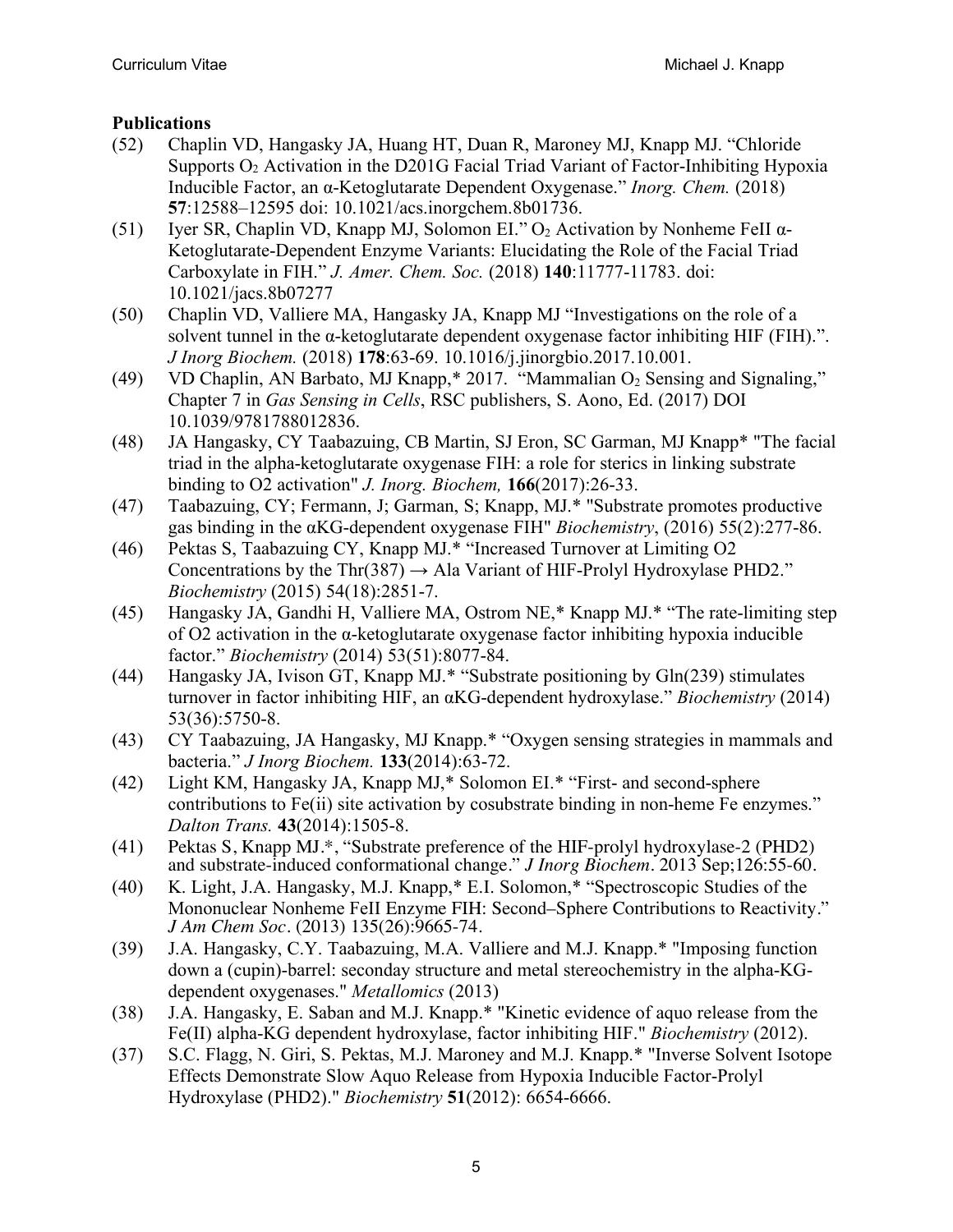**Publications**

(52) Chaplin VD, Hangasky JA, Huang HT, Duan R, Maroney MJ, Knapp MJ. "Chloride Supports $O_2$ Activation in the D201G Facial Triad Variant of Factor-Inhibiting Hypoxia Inducible Factor, an α-Ketoglutarate Dependent Oxygenase." *Inorg. Chem.* (2018) **57**:12588–12595 doi: 10.1021/acs.inorgchem.8b01736.

(51) Iyer SR, Chaplin VD, Knapp MJ, Solomon EI." $O_2$ Activation by Nonheme FeII α-Ketoglutarate-Dependent Enzyme Variants: Elucidating the Role of the Facial Triad Carboxylate in FIH." *J. Amer. Chem. Soc.* (2018) **140**:11777-11783. doi: 10.1021/jacs.8b07277

(50) Chaplin VD, Valliere MA, Hangasky JA, Knapp MJ "Investigations on the role of a solvent tunnel in the α-ketoglutarate dependent oxygenase factor inhibiting HIF (FIH).". *J Inorg Biochem.* (2018) **178**:63-69. 10.1016/j.jinorgbio.2017.10.001.

(49) VD Chaplin, AN Barbato, MJ Knapp,* 2017. "Mammalian $O_2$ Sensing and Signaling," Chapter 7 in *Gas Sensing in Cells*, RSC publishers, S. Aono, Ed. (2017) DOI 10.1039/9781788012836.

(48) JA Hangasky, CY Taabazuing, CB Martin, SJ Eron, SC Garman, MJ Knapp* "The facial triad in the alpha-ketoglutarate oxygenase FIH: a role for sterics in linking substrate binding to O2 activation" *J. Inorg. Biochem,* **166**(2017):26-33.

(47) Taabazuing, CY; Fermann, J; Garman, S; Knapp, MJ.* "Substrate promotes productive gas binding in the αKG-dependent oxygenase FIH" *Biochemistry*, (2016) 55(2):277-86.

(46) Pektas S, Taabazuing CY, Knapp MJ.* "Increased Turnover at Limiting O2 Concentrations by the Thr(387) → Ala Variant of HIF-Prolyl Hydroxylase PHD2." *Biochemistry* (2015) 54(18):2851-7.

(45) Hangasky JA, Gandhi H, Valliere MA, Ostrom NE,* Knapp MJ.* "The rate-limiting step of O2 activation in the α-ketoglutarate oxygenase factor inhibiting hypoxia inducible factor." *Biochemistry* (2014) 53(51):8077-84.

(44) Hangasky JA, Ivison GT, Knapp MJ.* "Substrate positioning by Gln(239) stimulates turnover in factor inhibiting HIF, an αKG-dependent hydroxylase." *Biochemistry* (2014) 53(36):5750-8.

(43) CY Taabazuing, JA Hangasky, MJ Knapp.* "Oxygen sensing strategies in mammals and bacteria." *J Inorg Biochem.* **133**(2014):63-72.

(42) Light KM, Hangasky JA, Knapp MJ,* Solomon EI.* "First- and second-sphere contributions to Fe(ii) site activation by cosubstrate binding in non-heme Fe enzymes." *Dalton Trans.* **43**(2014):1505-8.

(41) Pektas S, Knapp MJ.*, "Substrate preference of the HIF-prolyl hydroxylase-2 (PHD2) and substrate-induced conformational change." *J Inorg Biochem*. 2013 Sep;126:55-60.

(40) K. Light, J.A. Hangasky, M.J. Knapp,* E.I. Solomon,* "Spectroscopic Studies of the Mononuclear Nonheme FeII Enzyme FIH: Second–Sphere Contributions to Reactivity." *J Am Chem Soc*. (2013) 135(26):9665-74.

(39) J.A. Hangasky, C.Y. Taabazuing, M.A. Valliere and M.J. Knapp.* "Imposing function down a (cupin)-barrel: seconday structure and metal stereochemistry in the alpha-KG-dependent oxygenases." *Metallomics* (2013)

(38) J.A. Hangasky, E. Saban and M.J. Knapp.* "Kinetic evidence of aquo release from the Fe(II) alpha-KG dependent hydroxylase, factor inhibiting HIF." *Biochemistry* (2012).

(37) S.C. Flagg, N. Giri, S. Pektas, M.J. Maroney and M.J. Knapp.* "Inverse Solvent Isotope Effects Demonstrate Slow Aquo Release from Hypoxia Inducible Factor-Prolyl Hydroxylase (PHD2)." *Biochemistry* **51**(2012): 6654-6666.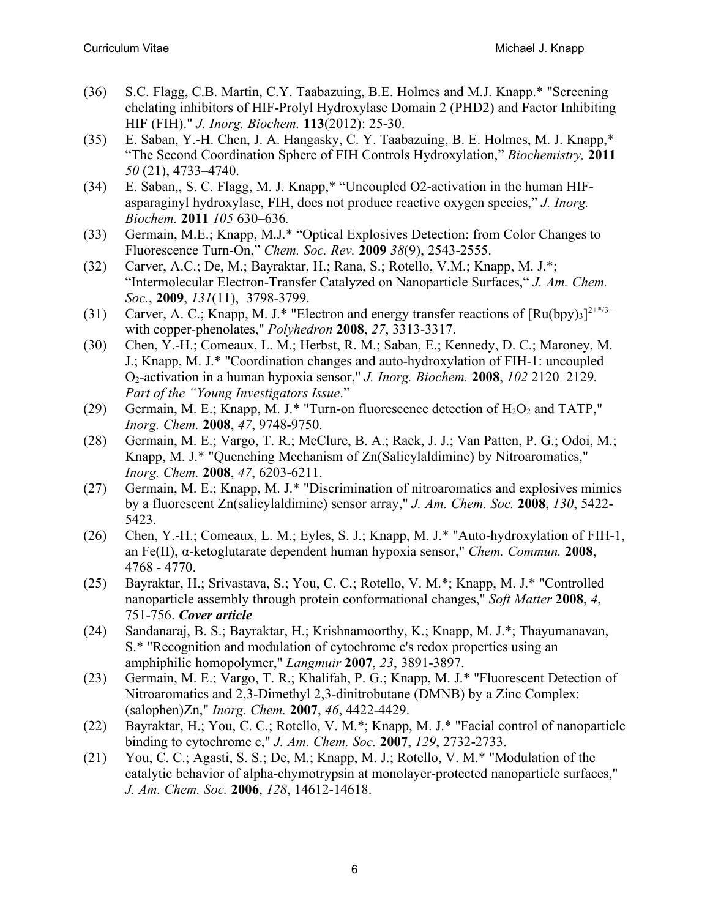(36) S.C. Flagg, C.B. Martin, C.Y. Taabazuing, B.E. Holmes and M.J. Knapp.* "Screening chelating inhibitors of HIF-Prolyl Hydroxylase Domain 2 (PHD2) and Factor Inhibiting HIF (FIH)." *J. Inorg. Biochem.* **113**(2012): 25-30.

(35) E. Saban, Y.-H. Chen, J. A. Hangasky, C. Y. Taabazuing, B. E. Holmes, M. J. Knapp,* "The Second Coordination Sphere of FIH Controls Hydroxylation," *Biochemistry,* **2011** *50* (21), 4733–4740.

(34) E. Saban,, S. C. Flagg, M. J. Knapp,* "Uncoupled O2-activation in the human HIF-asparaginyl hydroxylase, FIH, does not produce reactive oxygen species," *J. Inorg. Biochem.* **2011** *105* 630–636*.*

(33) Germain, M.E.; Knapp, M.J.* "Optical Explosives Detection: from Color Changes to Fluorescence Turn-On," *Chem. Soc. Rev.* **2009** *38*(9), 2543-2555.

(32) Carver, A.C.; De, M.; Bayraktar, H.; Rana, S.; Rotello, V.M.; Knapp, M. J.*; "Intermolecular Electron-Transfer Catalyzed on Nanoparticle Surfaces," *J. Am. Chem. Soc.*, **2009**, *131*(11), 3798-3799.

(31) Carver, A. C.; Knapp, M. J.* "Electron and energy transfer reactions of $[Ru(bpy)_3]^{2+*/3+}$ with copper-phenolates," *Polyhedron* **2008**, *27*, 3313-3317.

(30) Chen, Y.-H.; Comeaux, L. M.; Herbst, R. M.; Saban, E.; Kennedy, D. C.; Maroney, M. J.; Knapp, M. J.* "Coordination changes and auto-hydroxylation of FIH-1: uncoupled $O_2$-activation in a human hypoxia sensor," *J. Inorg. Biochem.* **2008**, *102* 2120–2129*. Part of the "Young Investigators Issue*."

(29) Germain, M. E.; Knapp, M. J.* "Turn-on fluorescence detection of $H_2O_2$ and TATP," *Inorg. Chem.* **2008**, *47*, 9748-9750.

(28) Germain, M. E.; Vargo, T. R.; McClure, B. A.; Rack, J. J.; Van Patten, P. G.; Odoi, M.; Knapp, M. J.* "Quenching Mechanism of Zn(Salicylaldimine) by Nitroaromatics," *Inorg. Chem.* **2008**, *47*, 6203-6211.

(27) Germain, M. E.; Knapp, M. J.* "Discrimination of nitroaromatics and explosives mimics by a fluorescent Zn(salicylaldimine) sensor array," *J. Am. Chem. Soc.* **2008**, *130*, 5422-5423.

(26) Chen, Y.-H.; Comeaux, L. M.; Eyles, S. J.; Knapp, M. J.* "Auto-hydroxylation of FIH-1, an Fe(II), α-ketoglutarate dependent human hypoxia sensor," *Chem. Commun.* **2008**, 4768 - 4770.

(25) Bayraktar, H.; Srivastava, S.; You, C. C.; Rotello, V. M.*; Knapp, M. J.* "Controlled nanoparticle assembly through protein conformational changes," *Soft Matter* **2008**, *4*, 751-756. ***Cover article***

(24) Sandanaraj, B. S.; Bayraktar, H.; Krishnamoorthy, K.; Knapp, M. J.*; Thayumanavan, S.* "Recognition and modulation of cytochrome c's redox properties using an amphiphilic homopolymer," *Langmuir* **2007**, *23*, 3891-3897.

(23) Germain, M. E.; Vargo, T. R.; Khalifah, P. G.; Knapp, M. J.* "Fluorescent Detection of Nitroaromatics and 2,3-Dimethyl 2,3-dinitrobutane (DMNB) by a Zinc Complex: (salophen)Zn," *Inorg. Chem.* **2007**, *46*, 4422-4429.

(22) Bayraktar, H.; You, C. C.; Rotello, V. M.*; Knapp, M. J.* "Facial control of nanoparticle binding to cytochrome c," *J. Am. Chem. Soc.* **2007**, *129*, 2732-2733.

(21) You, C. C.; Agasti, S. S.; De, M.; Knapp, M. J.; Rotello, V. M.* "Modulation of the catalytic behavior of alpha-chymotrypsin at monolayer-protected nanoparticle surfaces," *J. Am. Chem. Soc.* **2006**, *128*, 14612-14618.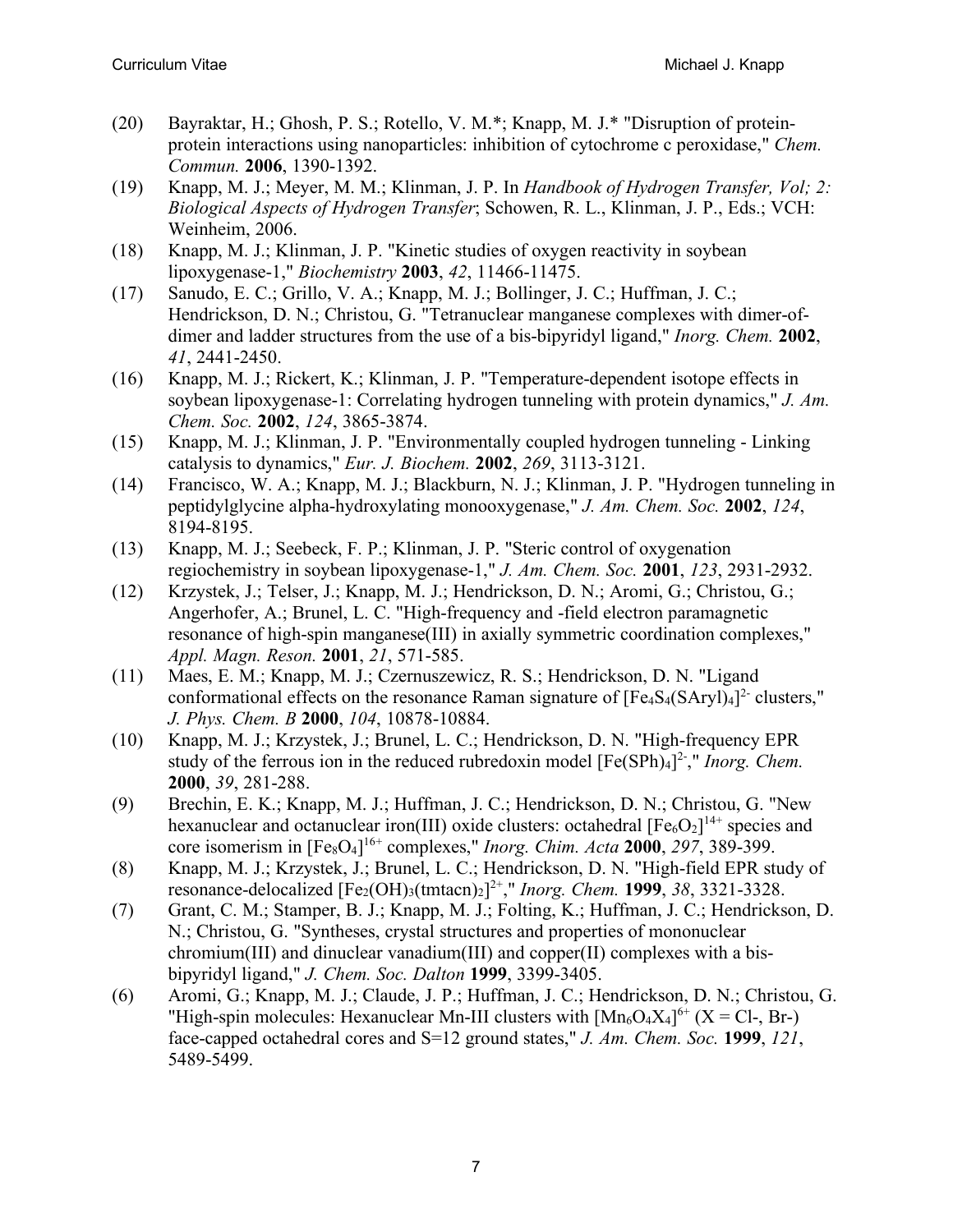(20) Bayraktar, H.; Ghosh, P. S.; Rotello, V. M.*; Knapp, M. J.* "Disruption of protein-protein interactions using nanoparticles: inhibition of cytochrome c peroxidase," *Chem. Commun.* **2006**, 1390-1392.

(19) Knapp, M. J.; Meyer, M. M.; Klinman, J. P. In *Handbook of Hydrogen Transfer, Vol; 2: Biological Aspects of Hydrogen Transfer*; Schowen, R. L., Klinman, J. P., Eds.; VCH: Weinheim, 2006.

(18) Knapp, M. J.; Klinman, J. P. "Kinetic studies of oxygen reactivity in soybean lipoxygenase-1," *Biochemistry* **2003**, *42*, 11466-11475.

(17) Sanudo, E. C.; Grillo, V. A.; Knapp, M. J.; Bollinger, J. C.; Huffman, J. C.; Hendrickson, D. N.; Christou, G. "Tetranuclear manganese complexes with dimer-of-dimer and ladder structures from the use of a bis-bipyridyl ligand," *Inorg. Chem.* **2002**, *41*, 2441-2450.

(16) Knapp, M. J.; Rickert, K.; Klinman, J. P. "Temperature-dependent isotope effects in soybean lipoxygenase-1: Correlating hydrogen tunneling with protein dynamics," *J. Am. Chem. Soc.* **2002**, *124*, 3865-3874.

(15) Knapp, M. J.; Klinman, J. P. "Environmentally coupled hydrogen tunneling - Linking catalysis to dynamics," *Eur. J. Biochem.* **2002**, *269*, 3113-3121.

(14) Francisco, W. A.; Knapp, M. J.; Blackburn, N. J.; Klinman, J. P. "Hydrogen tunneling in peptidylglycine alpha-hydroxylating monooxygenase," *J. Am. Chem. Soc.* **2002**, *124*, 8194-8195.

(13) Knapp, M. J.; Seebeck, F. P.; Klinman, J. P. "Steric control of oxygenation regiochemistry in soybean lipoxygenase-1," *J. Am. Chem. Soc.* **2001**, *123*, 2931-2932.

(12) Krzystek, J.; Telser, J.; Knapp, M. J.; Hendrickson, D. N.; Aromi, G.; Christou, G.; Angerhofer, A.; Brunel, L. C. "High-frequency and -field electron paramagnetic resonance of high-spin manganese(III) in axially symmetric coordination complexes," *Appl. Magn. Reson.* **2001**, *21*, 571-585.

(11) Maes, E. M.; Knapp, M. J.; Czernuszewicz, R. S.; Hendrickson, D. N. "Ligand conformational effects on the resonance Raman signature of $[Fe_4S_4(SAryl)_4]^{2-}$ clusters," *J. Phys. Chem. B* **2000**, *104*, 10878-10884.

(10) Knapp, M. J.; Krzystek, J.; Brunel, L. C.; Hendrickson, D. N. "High-frequency EPR study of the ferrous ion in the reduced rubredoxin model $[Fe(SPh)_4]^{2-}$," *Inorg. Chem.* **2000**, *39*, 281-288.

(9) Brechin, E. K.; Knapp, M. J.; Huffman, J. C.; Hendrickson, D. N.; Christou, G. "New hexanuclear and octanuclear iron(III) oxide clusters: octahedral $[Fe_6O_2]^{14+}$ species and core isomerism in $[Fe_8O_4]^{16+}$ complexes," *Inorg. Chim. Acta* **2000**, *297*, 389-399.

(8) Knapp, M. J.; Krzystek, J.; Brunel, L. C.; Hendrickson, D. N. "High-field EPR study of resonance-delocalized $[Fe_2(OH)_3(tmtacn)_2]^{2+}$," *Inorg. Chem.* **1999**, *38*, 3321-3328.

(7) Grant, C. M.; Stamper, B. J.; Knapp, M. J.; Folting, K.; Huffman, J. C.; Hendrickson, D. N.; Christou, G. "Syntheses, crystal structures and properties of mononuclear chromium(III) and dinuclear vanadium(III) and copper(II) complexes with a bis-bipyridyl ligand," *J. Chem. Soc. Dalton* **1999**, 3399-3405.

(6) Aromi, G.; Knapp, M. J.; Claude, J. P.; Huffman, J. C.; Hendrickson, D. N.; Christou, G. "High-spin molecules: Hexanuclear Mn-III clusters with $[Mn_6O_4X_4]^{6+}$ ($X = Cl^-, Br^-$) face-capped octahedral cores and S=12 ground states," *J. Am. Chem. Soc.* **1999**, *121*, 5489-5499.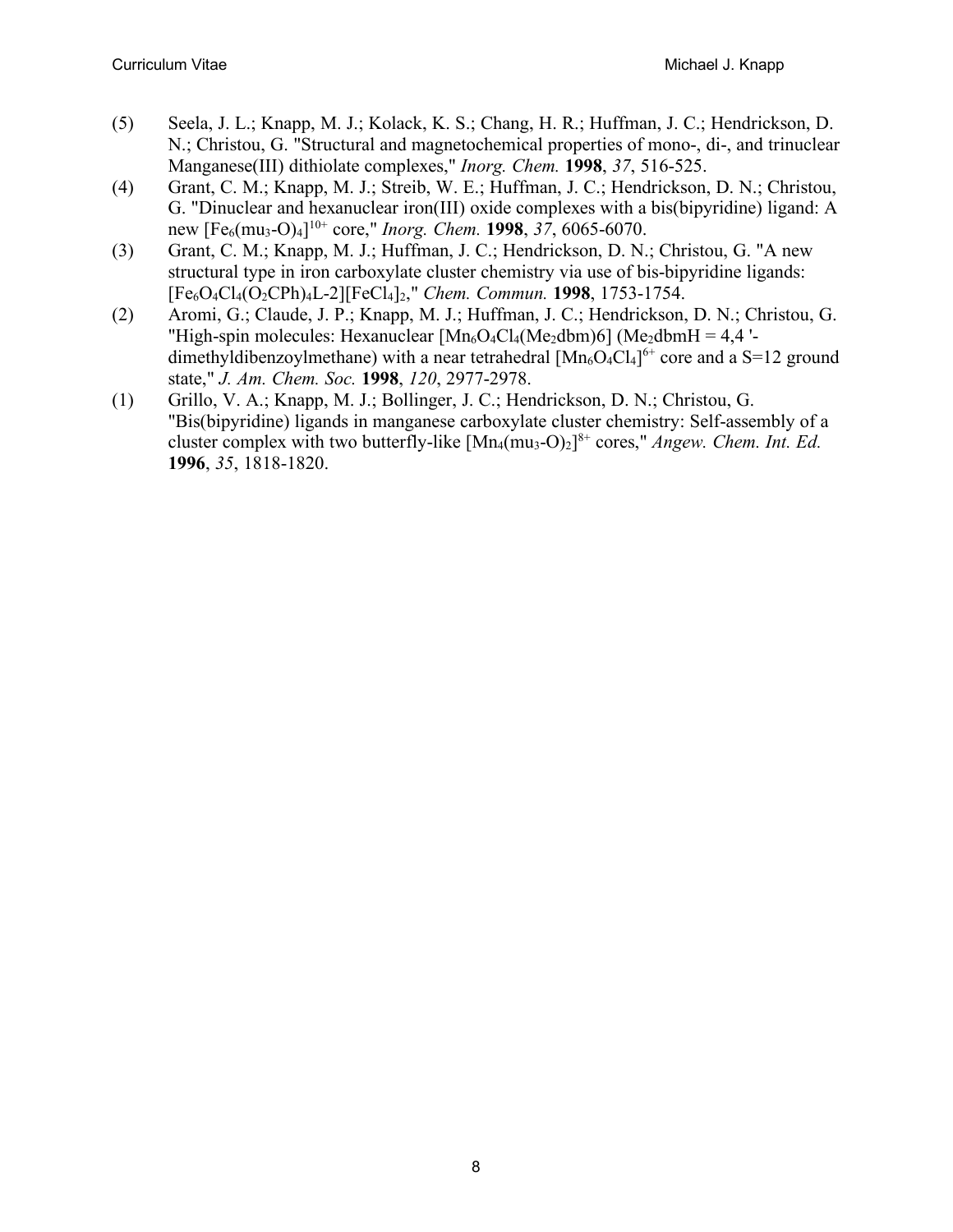(5) Seela, J. L.; Knapp, M. J.; Kolack, K. S.; Chang, H. R.; Huffman, J. C.; Hendrickson, D. N.; Christou, G. "Structural and magnetochemical properties of mono-, di-, and trinuclear Manganese(III) dithiolate complexes," *Inorg. Chem.* **1998**, *37*, 516-525.

(4) Grant, C. M.; Knapp, M. J.; Streib, W. E.; Huffman, J. C.; Hendrickson, D. N.; Christou, G. "Dinuclear and hexanuclear iron(III) oxide complexes with a bis(bipyridine) ligand: A new $[Fe_6(mu_3\text{-}O)_4]^{10+}$ core," *Inorg. Chem.* **1998**, *37*, 6065-6070.

(3) Grant, C. M.; Knapp, M. J.; Huffman, J. C.; Hendrickson, D. N.; Christou, G. "A new structural type in iron carboxylate cluster chemistry via use of bis-bipyridine ligands: $[Fe_6O_4Cl_4(O_2CPh)_4L\text{-}2][FeCl_4]_2$," *Chem. Commun.* **1998**, 1753-1754.

(2) Aromi, G.; Claude, J. P.; Knapp, M. J.; Huffman, J. C.; Hendrickson, D. N.; Christou, G. "High-spin molecules: Hexanuclear $[Mn_6O_4Cl_4(Me_2dbm)6]$ ($Me_2dbmH$ = 4,4 '-dimethyldibenzoylmethane) with a near tetrahedral $[Mn_6O_4Cl_4]^{6+}$ core and a S=12 ground state," *J. Am. Chem. Soc.* **1998**, *120*, 2977-2978.

(1) Grillo, V. A.; Knapp, M. J.; Bollinger, J. C.; Hendrickson, D. N.; Christou, G. "Bis(bipyridine) ligands in manganese carboxylate cluster chemistry: Self-assembly of a cluster complex with two butterfly-like $[Mn_4(mu_3\text{-}O)_2]^{8+}$ cores," *Angew. Chem. Int. Ed.* **1996**, *35*, 1818-1820.